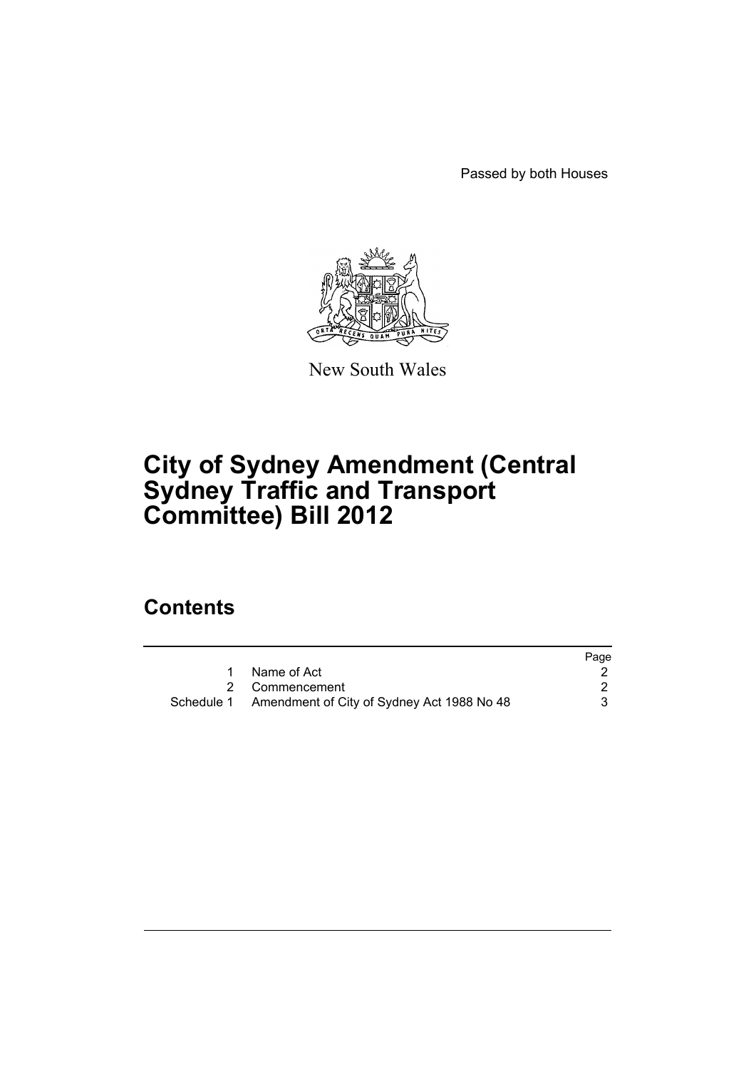Passed by both Houses

New South Wales

# City of Sydney Amendment (Central Sydney Traffic and Transport Committee) Bill 2012

## Contents

| | | Page |
|---|---|---|
| 1 | Name of Act | 2 |
| 2 | Commencement | 2 |
| Schedule 1 | Amendment of City of Sydney Act 1988 No 48 | 3 |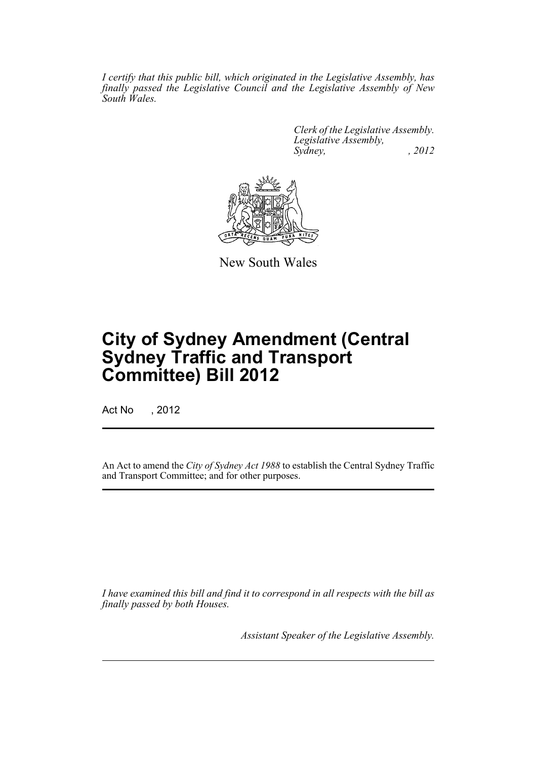*I certify that this public bill, which originated in the Legislative Assembly, has finally passed the Legislative Council and the Legislative Assembly of New South Wales.*

*Clerk of the Legislative Assembly.*
*Legislative Assembly,*
*Sydney, , 2012*

New South Wales

# City of Sydney Amendment (Central Sydney Traffic and Transport Committee) Bill 2012

Act No , 2012

An Act to amend the *City of Sydney Act 1988* to establish the Central Sydney Traffic and Transport Committee; and for other purposes.

*I have examined this bill and find it to correspond in all respects with the bill as finally passed by both Houses.*

*Assistant Speaker of the Legislative Assembly.*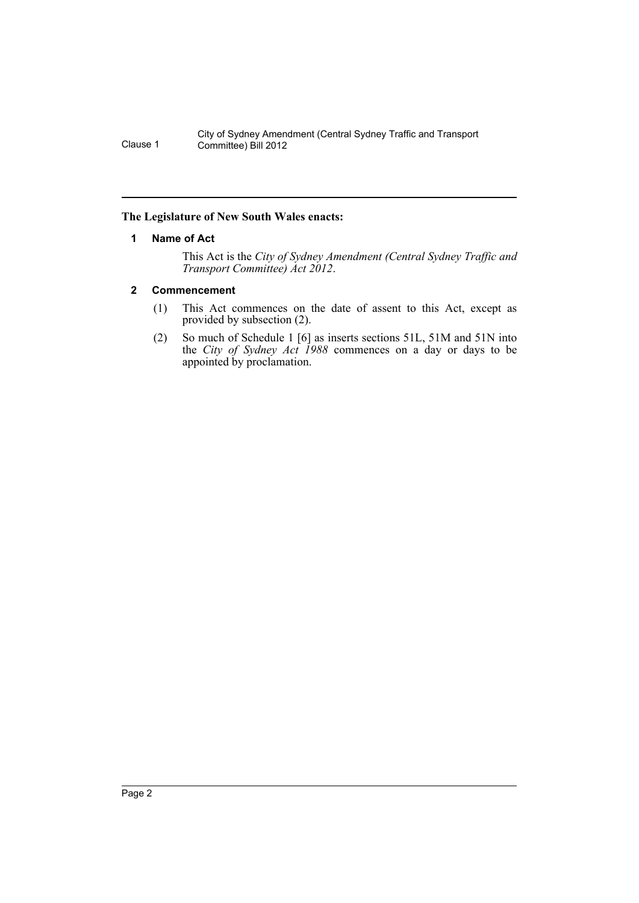**The Legislature of New South Wales enacts:**

## 1 Name of Act

This Act is the *City of Sydney Amendment (Central Sydney Traffic and Transport Committee) Act 2012*.

## 2 Commencement

(1) This Act commences on the date of assent to this Act, except as provided by subsection (2).

(2) So much of Schedule 1 [6] as inserts sections 51L, 51M and 51N into the *City of Sydney Act 1988* commences on a day or days to be appointed by proclamation.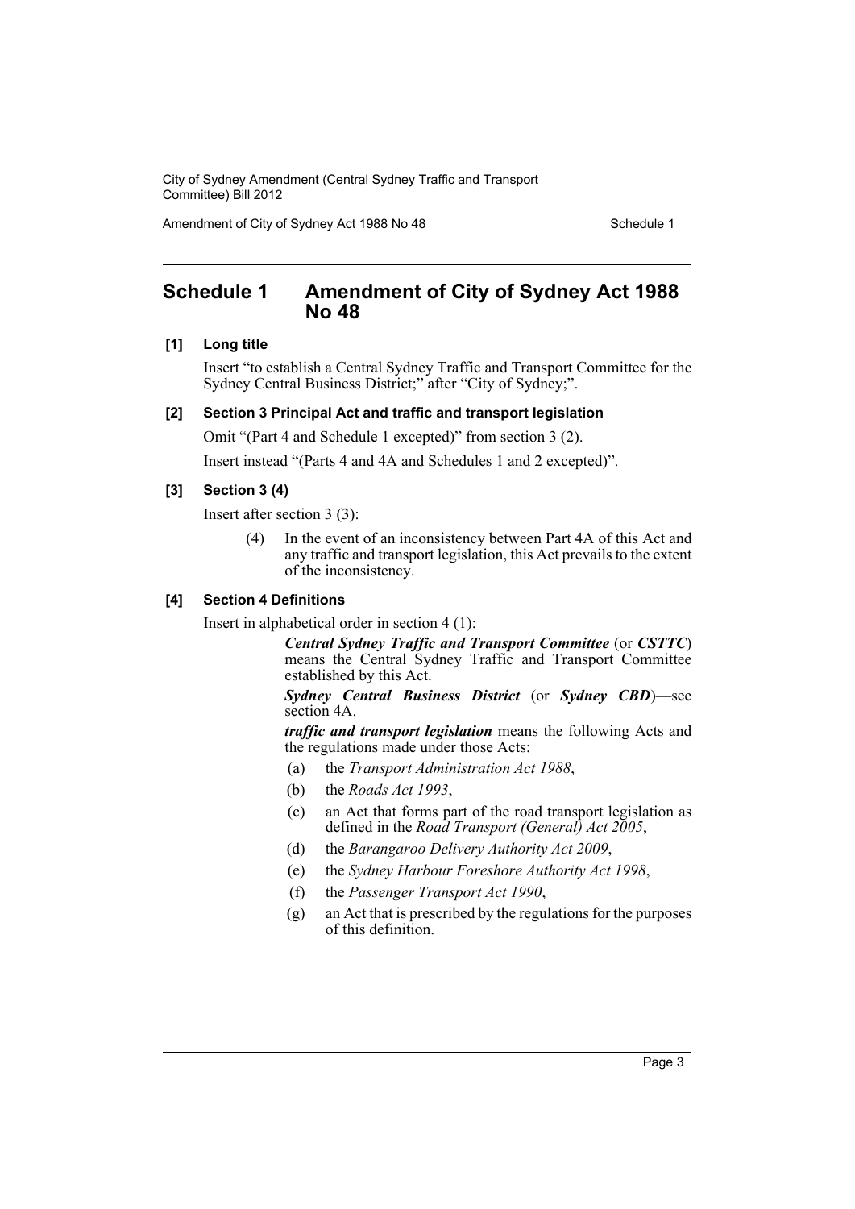# Schedule 1 Amendment of City of Sydney Act 1988 No 48

**[1] Long title**

Insert "to establish a Central Sydney Traffic and Transport Committee for the Sydney Central Business District;" after "City of Sydney;".

**[2] Section 3 Principal Act and traffic and transport legislation**

Omit "(Part 4 and Schedule 1 excepted)" from section 3 (2).

Insert instead "(Parts 4 and 4A and Schedules 1 and 2 excepted)".

**[3] Section 3 (4)**

Insert after section 3 (3):

> (4) In the event of an inconsistency between Part 4A of this Act and any traffic and transport legislation, this Act prevails to the extent of the inconsistency.

**[4] Section 4 Definitions**

Insert in alphabetical order in section 4 (1):

> ***Central Sydney Traffic and Transport Committee*** (or ***CSTTC***) means the Central Sydney Traffic and Transport Committee established by this Act.
>
> ***Sydney Central Business District*** (or ***Sydney CBD***)—see section 4A.
>
> ***traffic and transport legislation*** means the following Acts and the regulations made under those Acts:
>
> (a) the *Transport Administration Act 1988*,
>
> (b) the *Roads Act 1993*,
>
> (c) an Act that forms part of the road transport legislation as defined in the *Road Transport (General) Act 2005*,
>
> (d) the *Barangaroo Delivery Authority Act 2009*,
>
> (e) the *Sydney Harbour Foreshore Authority Act 1998*,
>
> (f) the *Passenger Transport Act 1990*,
>
> (g) an Act that is prescribed by the regulations for the purposes of this definition.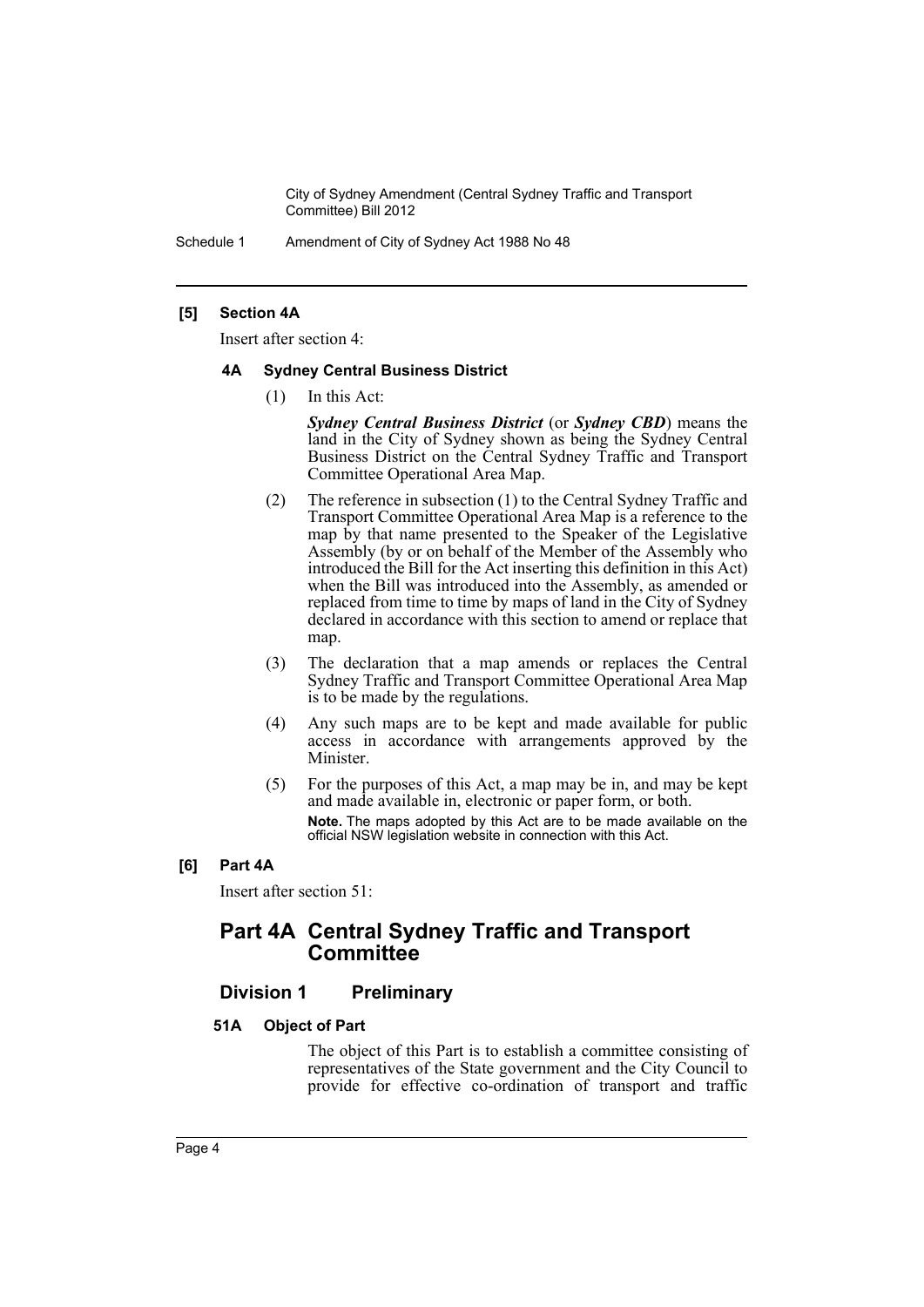**[5] Section 4A**

Insert after section 4:

**4A Sydney Central Business District**

(1) In this Act:

***Sydney Central Business District*** (or ***Sydney CBD***) means the land in the City of Sydney shown as being the Sydney Central Business District on the Central Sydney Traffic and Transport Committee Operational Area Map.

(2) The reference in subsection (1) to the Central Sydney Traffic and Transport Committee Operational Area Map is a reference to the map by that name presented to the Speaker of the Legislative Assembly (by or on behalf of the Member of the Assembly who introduced the Bill for the Act inserting this definition in this Act) when the Bill was introduced into the Assembly, as amended or replaced from time to time by maps of land in the City of Sydney declared in accordance with this section to amend or replace that map.

(3) The declaration that a map amends or replaces the Central Sydney Traffic and Transport Committee Operational Area Map is to be made by the regulations.

(4) Any such maps are to be kept and made available for public access in accordance with arrangements approved by the Minister.

(5) For the purposes of this Act, a map may be in, and may be kept and made available in, electronic or paper form, or both.

**Note.** The maps adopted by this Act are to be made available on the official NSW legislation website in connection with this Act.

**[6] Part 4A**

Insert after section 51:

## Part 4A Central Sydney Traffic and Transport Committee

### Division 1 Preliminary

**51A Object of Part**

The object of this Part is to establish a committee consisting of representatives of the State government and the City Council to provide for effective co-ordination of transport and traffic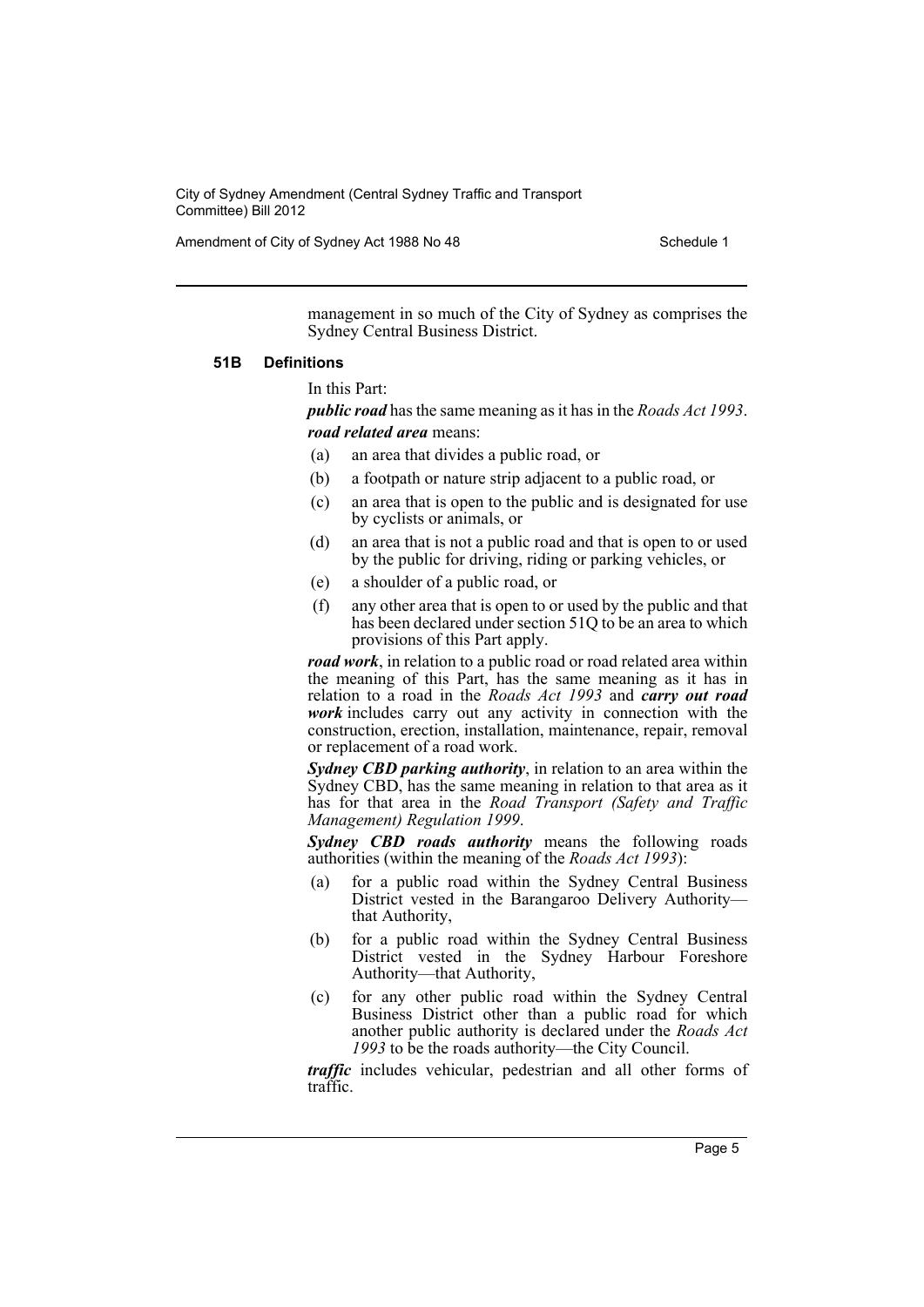management in so much of the City of Sydney as comprises the Sydney Central Business District.

### 51B Definitions

In this Part:

***public road*** has the same meaning as it has in the *Roads Act 1993*.

***road related area*** means:

(a) an area that divides a public road, or

(b) a footpath or nature strip adjacent to a public road, or

(c) an area that is open to the public and is designated for use by cyclists or animals, or

(d) an area that is not a public road and that is open to or used by the public for driving, riding or parking vehicles, or

(e) a shoulder of a public road, or

(f) any other area that is open to or used by the public and that has been declared under section 51Q to be an area to which provisions of this Part apply.

***road work***, in relation to a public road or road related area within the meaning of this Part, has the same meaning as it has in relation to a road in the *Roads Act 1993* and ***carry out road work*** includes carry out any activity in connection with the construction, erection, installation, maintenance, repair, removal or replacement of a road work.

***Sydney CBD parking authority***, in relation to an area within the Sydney CBD, has the same meaning in relation to that area as it has for that area in the *Road Transport (Safety and Traffic Management) Regulation 1999*.

***Sydney CBD roads authority*** means the following roads authorities (within the meaning of the *Roads Act 1993*):

(a) for a public road within the Sydney Central Business District vested in the Barangaroo Delivery Authority—that Authority,

(b) for a public road within the Sydney Central Business District vested in the Sydney Harbour Foreshore Authority—that Authority,

(c) for any other public road within the Sydney Central Business District other than a public road for which another public authority is declared under the *Roads Act 1993* to be the roads authority—the City Council.

***traffic*** includes vehicular, pedestrian and all other forms of traffic.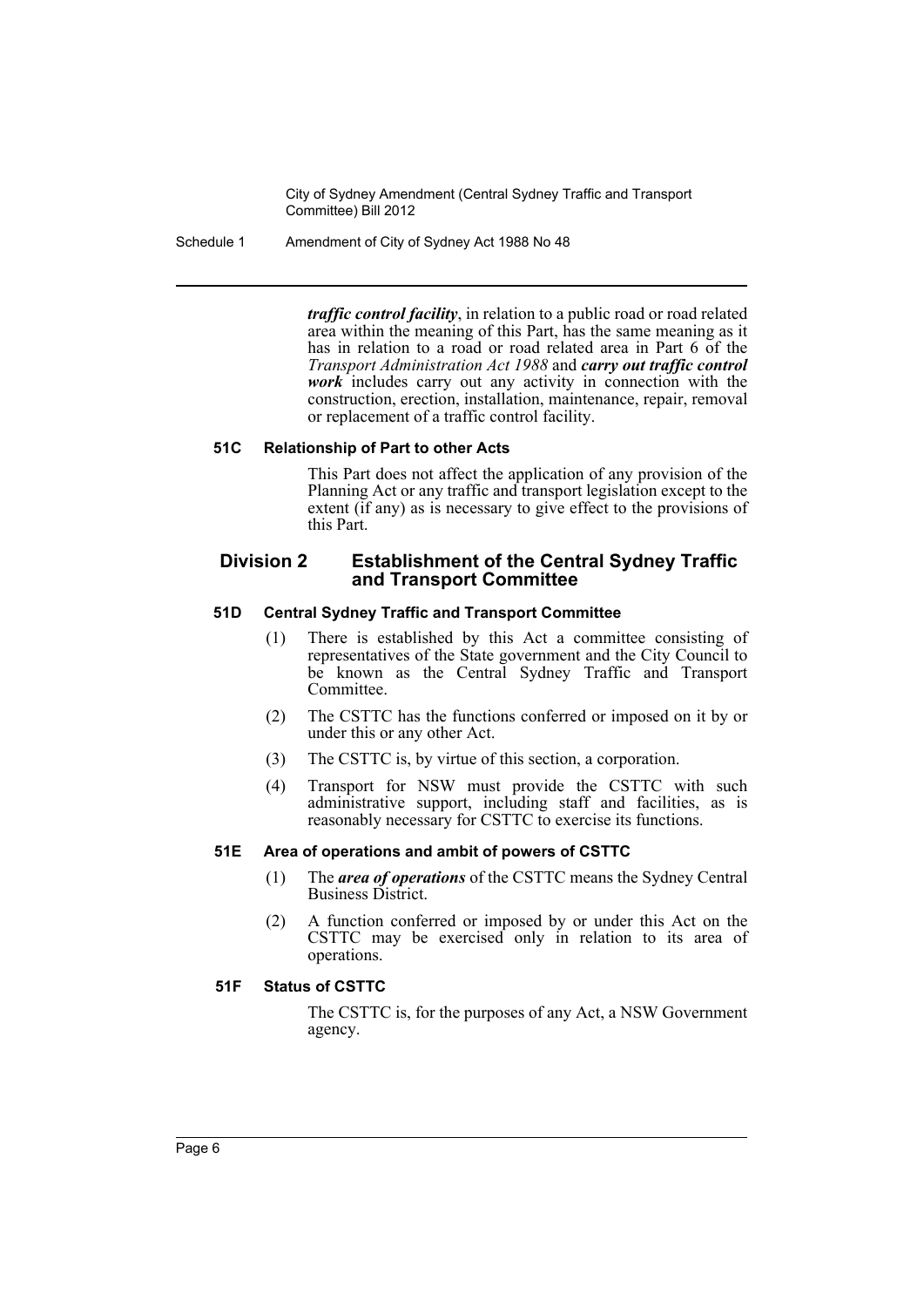***traffic control facility***, in relation to a public road or road related area within the meaning of this Part, has the same meaning as it has in relation to a road or road related area in Part 6 of the *Transport Administration Act 1988* and ***carry out traffic control work*** includes carry out any activity in connection with the construction, erection, installation, maintenance, repair, removal or replacement of a traffic control facility.

#### 51C Relationship of Part to other Acts

This Part does not affect the application of any provision of the Planning Act or any traffic and transport legislation except to the extent (if any) as is necessary to give effect to the provisions of this Part.

### Division 2 Establishment of the Central Sydney Traffic and Transport Committee

#### 51D Central Sydney Traffic and Transport Committee

(1) There is established by this Act a committee consisting of representatives of the State government and the City Council to be known as the Central Sydney Traffic and Transport Committee.

(2) The CSTTC has the functions conferred or imposed on it by or under this or any other Act.

(3) The CSTTC is, by virtue of this section, a corporation.

(4) Transport for NSW must provide the CSTTC with such administrative support, including staff and facilities, as is reasonably necessary for CSTTC to exercise its functions.

#### 51E Area of operations and ambit of powers of CSTTC

(1) The ***area of operations*** of the CSTTC means the Sydney Central Business District.

(2) A function conferred or imposed by or under this Act on the CSTTC may be exercised only in relation to its area of operations.

#### 51F Status of CSTTC

The CSTTC is, for the purposes of any Act, a NSW Government agency.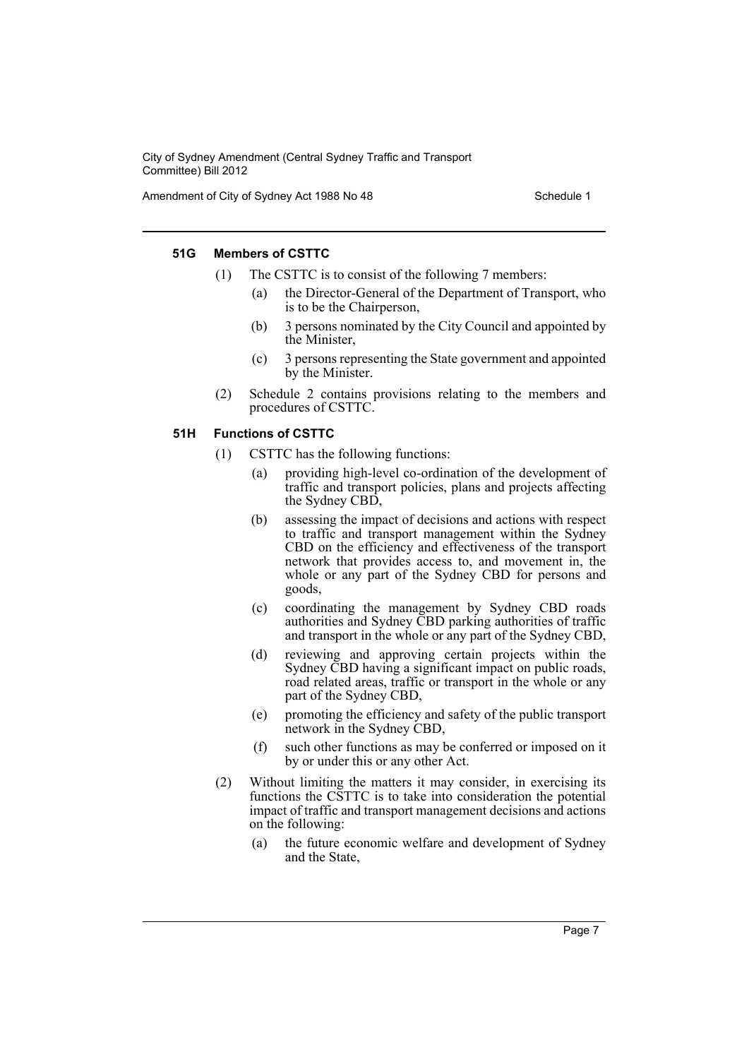#### 51G Members of CSTTC

(1) The CSTTC is to consist of the following 7 members:

(a) the Director-General of the Department of Transport, who is to be the Chairperson,

(b) 3 persons nominated by the City Council and appointed by the Minister,

(c) 3 persons representing the State government and appointed by the Minister.

(2) Schedule 2 contains provisions relating to the members and procedures of CSTTC.

#### 51H Functions of CSTTC

(1) CSTTC has the following functions:

(a) providing high-level co-ordination of the development of traffic and transport policies, plans and projects affecting the Sydney CBD,

(b) assessing the impact of decisions and actions with respect to traffic and transport management within the Sydney CBD on the efficiency and effectiveness of the transport network that provides access to, and movement in, the whole or any part of the Sydney CBD for persons and goods,

(c) coordinating the management by Sydney CBD roads authorities and Sydney CBD parking authorities of traffic and transport in the whole or any part of the Sydney CBD,

(d) reviewing and approving certain projects within the Sydney CBD having a significant impact on public roads, road related areas, traffic or transport in the whole or any part of the Sydney CBD,

(e) promoting the efficiency and safety of the public transport network in the Sydney CBD,

(f) such other functions as may be conferred or imposed on it by or under this or any other Act.

(2) Without limiting the matters it may consider, in exercising its functions the CSTTC is to take into consideration the potential impact of traffic and transport management decisions and actions on the following:

(a) the future economic welfare and development of Sydney and the State,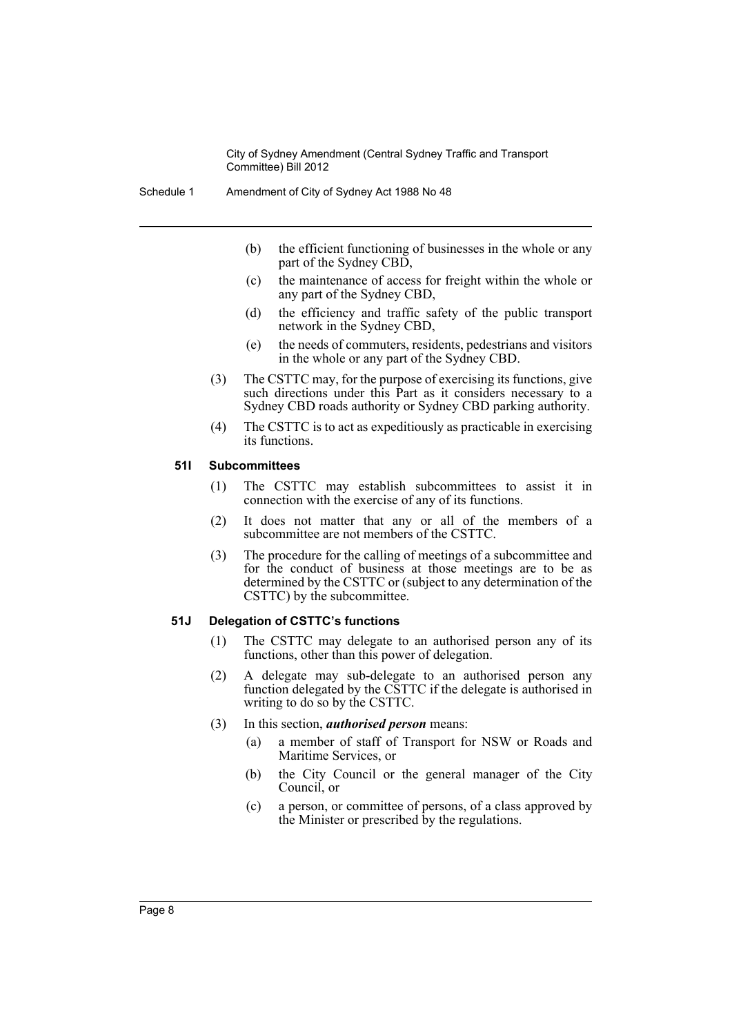(b) the efficient functioning of businesses in the whole or any part of the Sydney CBD,

(c) the maintenance of access for freight within the whole or any part of the Sydney CBD,

(d) the efficiency and traffic safety of the public transport network in the Sydney CBD,

(e) the needs of commuters, residents, pedestrians and visitors in the whole or any part of the Sydney CBD.

(3) The CSTTC may, for the purpose of exercising its functions, give such directions under this Part as it considers necessary to a Sydney CBD roads authority or Sydney CBD parking authority.

(4) The CSTTC is to act as expeditiously as practicable in exercising its functions.

#### 51I Subcommittees

(1) The CSTTC may establish subcommittees to assist it in connection with the exercise of any of its functions.

(2) It does not matter that any or all of the members of a subcommittee are not members of the CSTTC.

(3) The procedure for the calling of meetings of a subcommittee and for the conduct of business at those meetings are to be as determined by the CSTTC or (subject to any determination of the CSTTC) by the subcommittee.

#### 51J Delegation of CSTTC's functions

(1) The CSTTC may delegate to an authorised person any of its functions, other than this power of delegation.

(2) A delegate may sub-delegate to an authorised person any function delegated by the CSTTC if the delegate is authorised in writing to do so by the CSTTC.

(3) In this section, ***authorised person*** means:

(a) a member of staff of Transport for NSW or Roads and Maritime Services, or

(b) the City Council or the general manager of the City Council, or

(c) a person, or committee of persons, of a class approved by the Minister or prescribed by the regulations.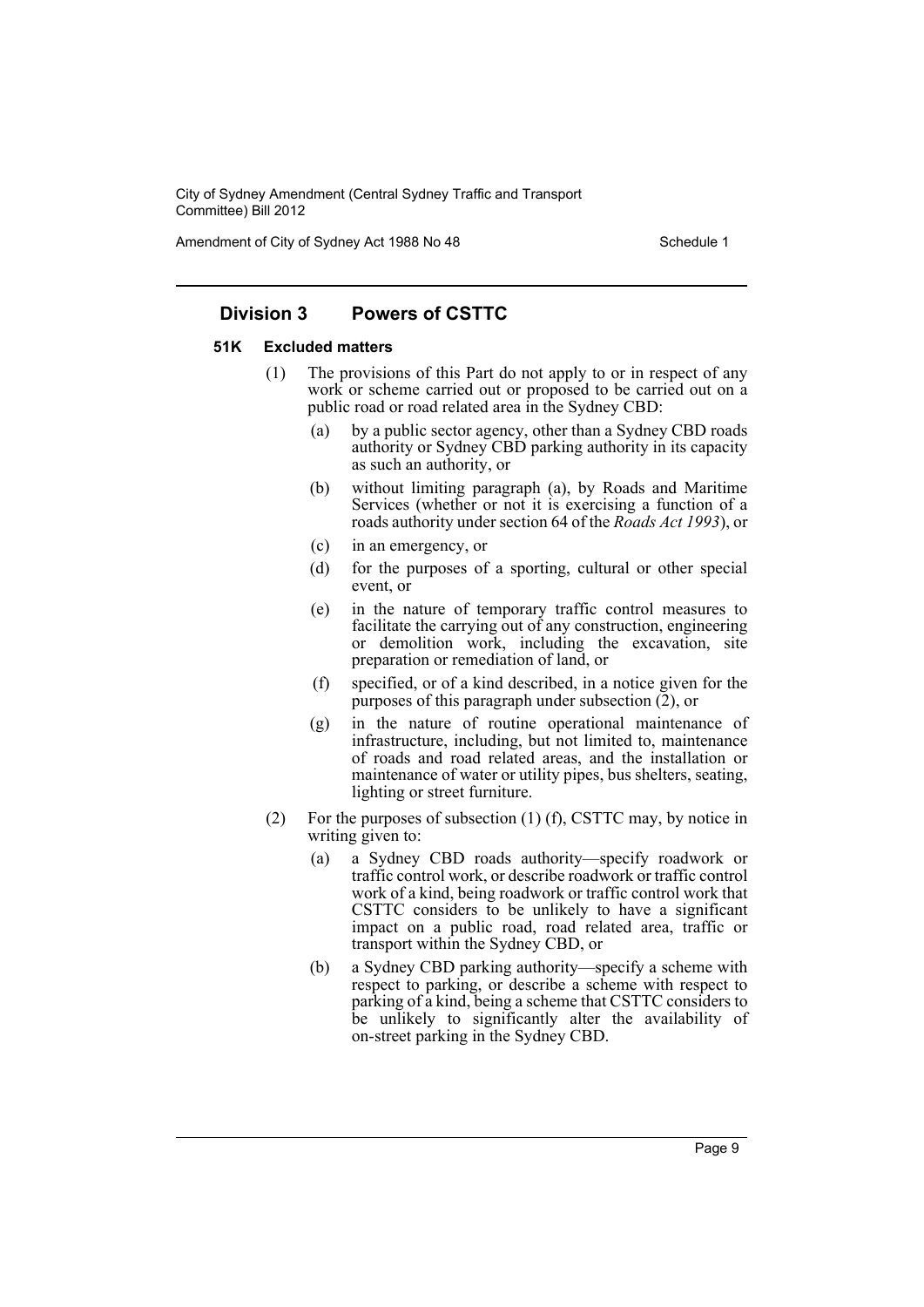## Division 3 Powers of CSTTC

### 51K Excluded matters

(1) The provisions of this Part do not apply to or in respect of any work or scheme carried out or proposed to be carried out on a public road or road related area in the Sydney CBD:

- (a) by a public sector agency, other than a Sydney CBD roads authority or Sydney CBD parking authority in its capacity as such an authority, or
- (b) without limiting paragraph (a), by Roads and Maritime Services (whether or not it is exercising a function of a roads authority under section 64 of the *Roads Act 1993*), or
- (c) in an emergency, or
- (d) for the purposes of a sporting, cultural or other special event, or
- (e) in the nature of temporary traffic control measures to facilitate the carrying out of any construction, engineering or demolition work, including the excavation, site preparation or remediation of land, or
- (f) specified, or of a kind described, in a notice given for the purposes of this paragraph under subsection (2), or
- (g) in the nature of routine operational maintenance of infrastructure, including, but not limited to, maintenance of roads and road related areas, and the installation or maintenance of water or utility pipes, bus shelters, seating, lighting or street furniture.

(2) For the purposes of subsection (1) (f), CSTTC may, by notice in writing given to:

- (a) a Sydney CBD roads authority—specify roadwork or traffic control work, or describe roadwork or traffic control work of a kind, being roadwork or traffic control work that CSTTC considers to be unlikely to have a significant impact on a public road, road related area, traffic or transport within the Sydney CBD, or
- (b) a Sydney CBD parking authority—specify a scheme with respect to parking, or describe a scheme with respect to parking of a kind, being a scheme that CSTTC considers to be unlikely to significantly alter the availability of on-street parking in the Sydney CBD.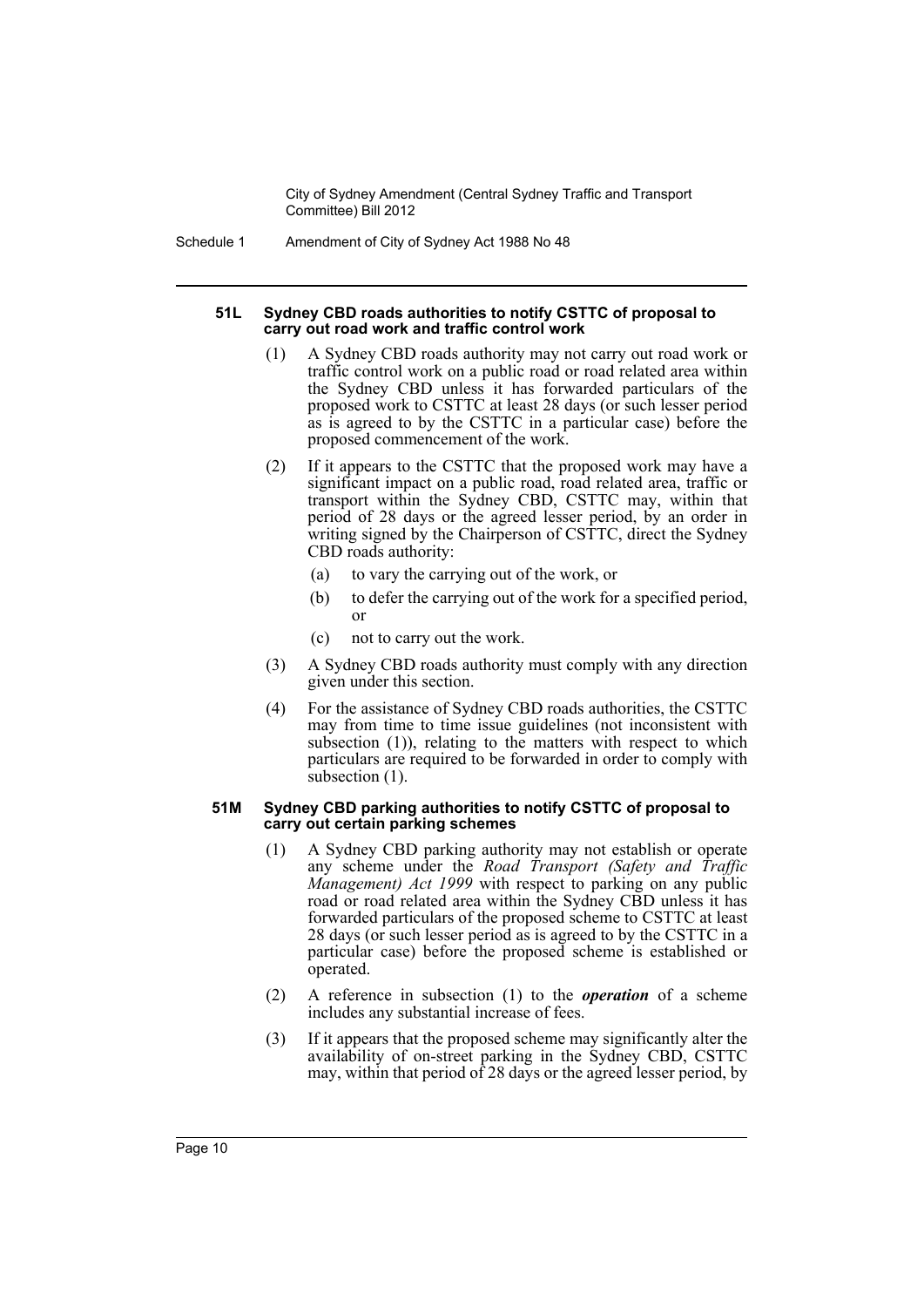#### 51L Sydney CBD roads authorities to notify CSTTC of proposal to carry out road work and traffic control work

(1) A Sydney CBD roads authority may not carry out road work or traffic control work on a public road or road related area within the Sydney CBD unless it has forwarded particulars of the proposed work to CSTTC at least 28 days (or such lesser period as is agreed to by the CSTTC in a particular case) before the proposed commencement of the work.

(2) If it appears to the CSTTC that the proposed work may have a significant impact on a public road, road related area, traffic or transport within the Sydney CBD, CSTTC may, within that period of 28 days or the agreed lesser period, by an order in writing signed by the Chairperson of CSTTC, direct the Sydney CBD roads authority:

- (a) to vary the carrying out of the work, or
- (b) to defer the carrying out of the work for a specified period, or
- (c) not to carry out the work.

(3) A Sydney CBD roads authority must comply with any direction given under this section.

(4) For the assistance of Sydney CBD roads authorities, the CSTTC may from time to time issue guidelines (not inconsistent with subsection (1)), relating to the matters with respect to which particulars are required to be forwarded in order to comply with subsection (1).

#### 51M Sydney CBD parking authorities to notify CSTTC of proposal to carry out certain parking schemes

(1) A Sydney CBD parking authority may not establish or operate any scheme under the *Road Transport (Safety and Traffic Management) Act 1999* with respect to parking on any public road or road related area within the Sydney CBD unless it has forwarded particulars of the proposed scheme to CSTTC at least 28 days (or such lesser period as is agreed to by the CSTTC in a particular case) before the proposed scheme is established or operated.

(2) A reference in subsection (1) to the ***operation*** of a scheme includes any substantial increase of fees.

(3) If it appears that the proposed scheme may significantly alter the availability of on-street parking in the Sydney CBD, CSTTC may, within that period of 28 days or the agreed lesser period, by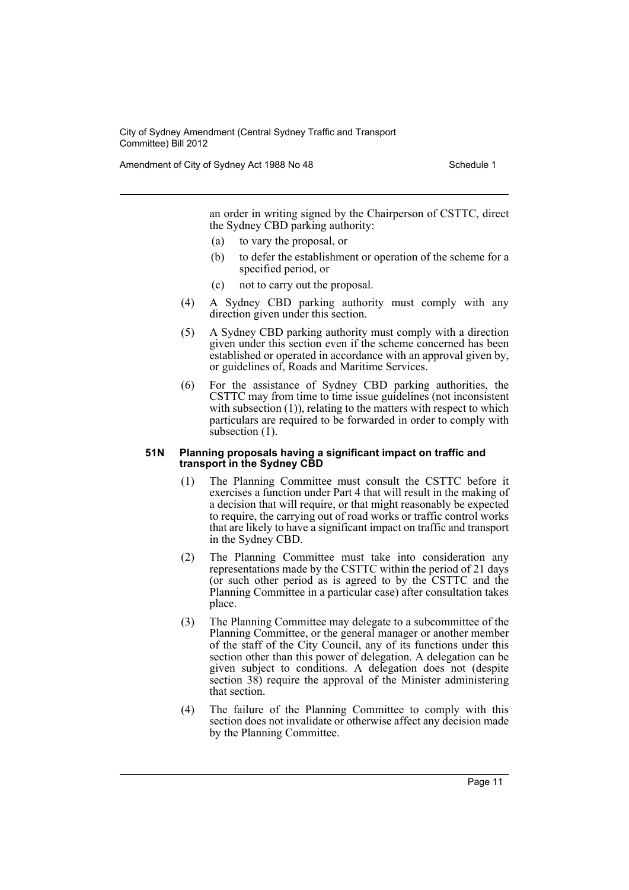an order in writing signed by the Chairperson of CSTTC, direct the Sydney CBD parking authority:

- (a) to vary the proposal, or
- (b) to defer the establishment or operation of the scheme for a specified period, or
- (c) not to carry out the proposal.

(4) A Sydney CBD parking authority must comply with any direction given under this section.

(5) A Sydney CBD parking authority must comply with a direction given under this section even if the scheme concerned has been established or operated in accordance with an approval given by, or guidelines of, Roads and Maritime Services.

(6) For the assistance of Sydney CBD parking authorities, the CSTTC may from time to time issue guidelines (not inconsistent with subsection (1)), relating to the matters with respect to which particulars are required to be forwarded in order to comply with subsection (1).

**51N Planning proposals having a significant impact on traffic and transport in the Sydney CBD**

(1) The Planning Committee must consult the CSTTC before it exercises a function under Part 4 that will result in the making of a decision that will require, or that might reasonably be expected to require, the carrying out of road works or traffic control works that are likely to have a significant impact on traffic and transport in the Sydney CBD.

(2) The Planning Committee must take into consideration any representations made by the CSTTC within the period of 21 days (or such other period as is agreed to by the CSTTC and the Planning Committee in a particular case) after consultation takes place.

(3) The Planning Committee may delegate to a subcommittee of the Planning Committee, or the general manager or another member of the staff of the City Council, any of its functions under this section other than this power of delegation. A delegation can be given subject to conditions. A delegation does not (despite section 38) require the approval of the Minister administering that section.

(4) The failure of the Planning Committee to comply with this section does not invalidate or otherwise affect any decision made by the Planning Committee.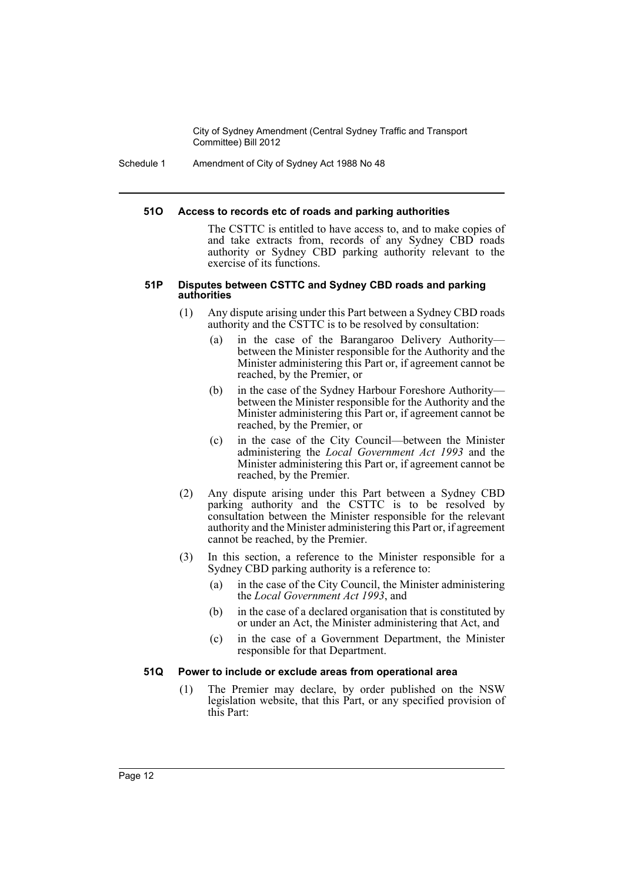#### 51O Access to records etc of roads and parking authorities

The CSTTC is entitled to have access to, and to make copies of and take extracts from, records of any Sydney CBD roads authority or Sydney CBD parking authority relevant to the exercise of its functions.

#### 51P Disputes between CSTTC and Sydney CBD roads and parking authorities

(1) Any dispute arising under this Part between a Sydney CBD roads authority and the CSTTC is to be resolved by consultation:

- (a) in the case of the Barangaroo Delivery Authority—between the Minister responsible for the Authority and the Minister administering this Part or, if agreement cannot be reached, by the Premier, or
- (b) in the case of the Sydney Harbour Foreshore Authority—between the Minister responsible for the Authority and the Minister administering this Part or, if agreement cannot be reached, by the Premier, or
- (c) in the case of the City Council—between the Minister administering the *Local Government Act 1993* and the Minister administering this Part or, if agreement cannot be reached, by the Premier.

(2) Any dispute arising under this Part between a Sydney CBD parking authority and the CSTTC is to be resolved by consultation between the Minister responsible for the relevant authority and the Minister administering this Part or, if agreement cannot be reached, by the Premier.

(3) In this section, a reference to the Minister responsible for a Sydney CBD parking authority is a reference to:

- (a) in the case of the City Council, the Minister administering the *Local Government Act 1993*, and
- (b) in the case of a declared organisation that is constituted by or under an Act, the Minister administering that Act, and
- (c) in the case of a Government Department, the Minister responsible for that Department.

#### 51Q Power to include or exclude areas from operational area

(1) The Premier may declare, by order published on the NSW legislation website, that this Part, or any specified provision of this Part: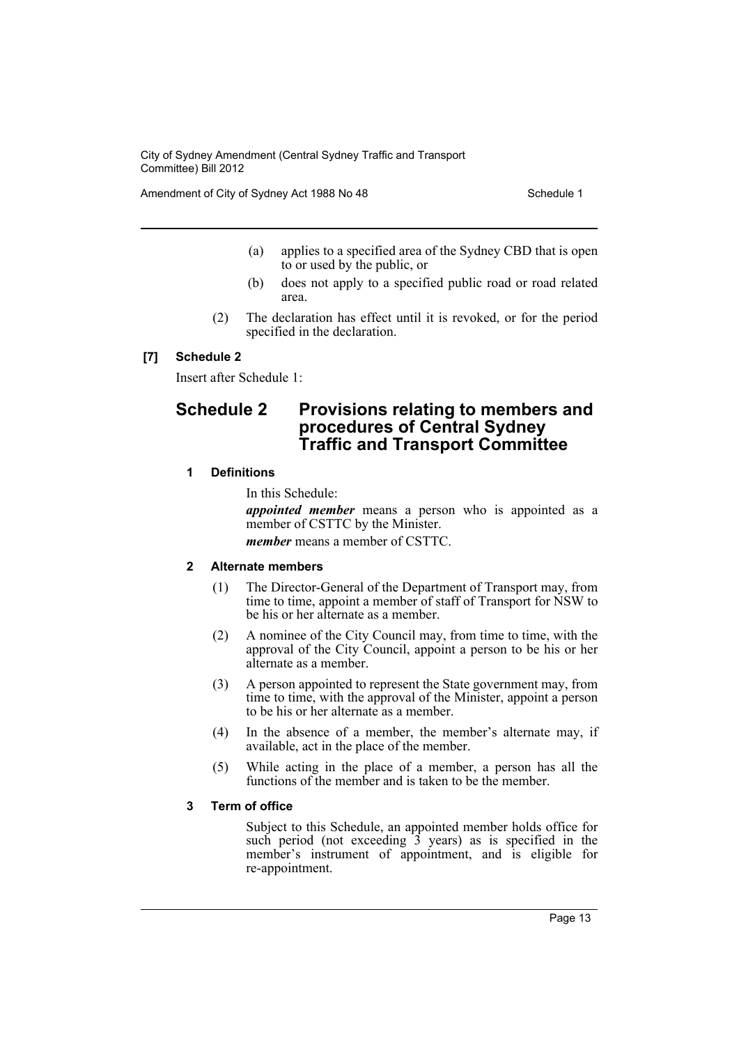(a) applies to a specified area of the Sydney CBD that is open to or used by the public, or

(b) does not apply to a specified public road or road related area.

(2) The declaration has effect until it is revoked, or for the period specified in the declaration.

### [7] Schedule 2

Insert after Schedule 1:

## Schedule 2 Provisions relating to members and procedures of Central Sydney Traffic and Transport Committee

### 1 Definitions

In this Schedule:

***appointed member*** means a person who is appointed as a member of CSTTC by the Minister.

***member*** means a member of CSTTC.

### 2 Alternate members

(1) The Director-General of the Department of Transport may, from time to time, appoint a member of staff of Transport for NSW to be his or her alternate as a member.

(2) A nominee of the City Council may, from time to time, with the approval of the City Council, appoint a person to be his or her alternate as a member.

(3) A person appointed to represent the State government may, from time to time, with the approval of the Minister, appoint a person to be his or her alternate as a member.

(4) In the absence of a member, the member's alternate may, if available, act in the place of the member.

(5) While acting in the place of a member, a person has all the functions of the member and is taken to be the member.

### 3 Term of office

Subject to this Schedule, an appointed member holds office for such period (not exceeding 3 years) as is specified in the member's instrument of appointment, and is eligible for re-appointment.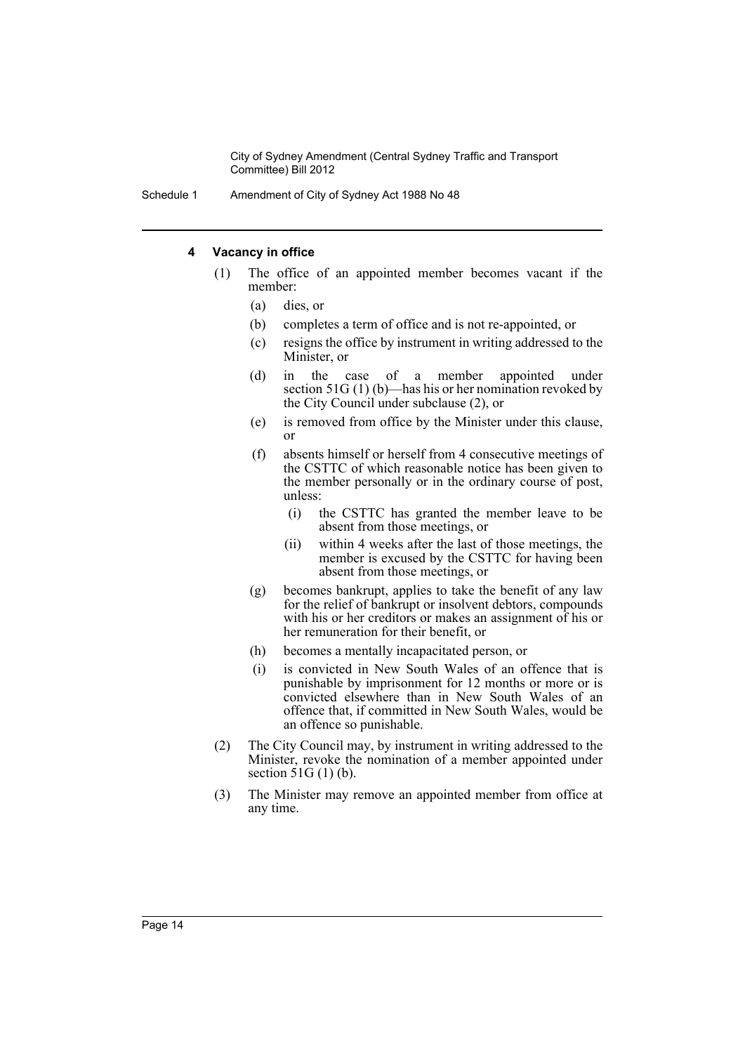#### 4 Vacancy in office

(1) The office of an appointed member becomes vacant if the member:

(a) dies, or

(b) completes a term of office and is not re-appointed, or

(c) resigns the office by instrument in writing addressed to the Minister, or

(d) in the case of a member appointed under section 51G (1) (b)—has his or her nomination revoked by the City Council under subclause (2), or

(e) is removed from office by the Minister under this clause, or

(f) absents himself or herself from 4 consecutive meetings of the CSTTC of which reasonable notice has been given to the member personally or in the ordinary course of post, unless:

(i) the CSTTC has granted the member leave to be absent from those meetings, or

(ii) within 4 weeks after the last of those meetings, the member is excused by the CSTTC for having been absent from those meetings, or

(g) becomes bankrupt, applies to take the benefit of any law for the relief of bankrupt or insolvent debtors, compounds with his or her creditors or makes an assignment of his or her remuneration for their benefit, or

(h) becomes a mentally incapacitated person, or

(i) is convicted in New South Wales of an offence that is punishable by imprisonment for 12 months or more or is convicted elsewhere than in New South Wales of an offence that, if committed in New South Wales, would be an offence so punishable.

(2) The City Council may, by instrument in writing addressed to the Minister, revoke the nomination of a member appointed under section 51G (1) (b).

(3) The Minister may remove an appointed member from office at any time.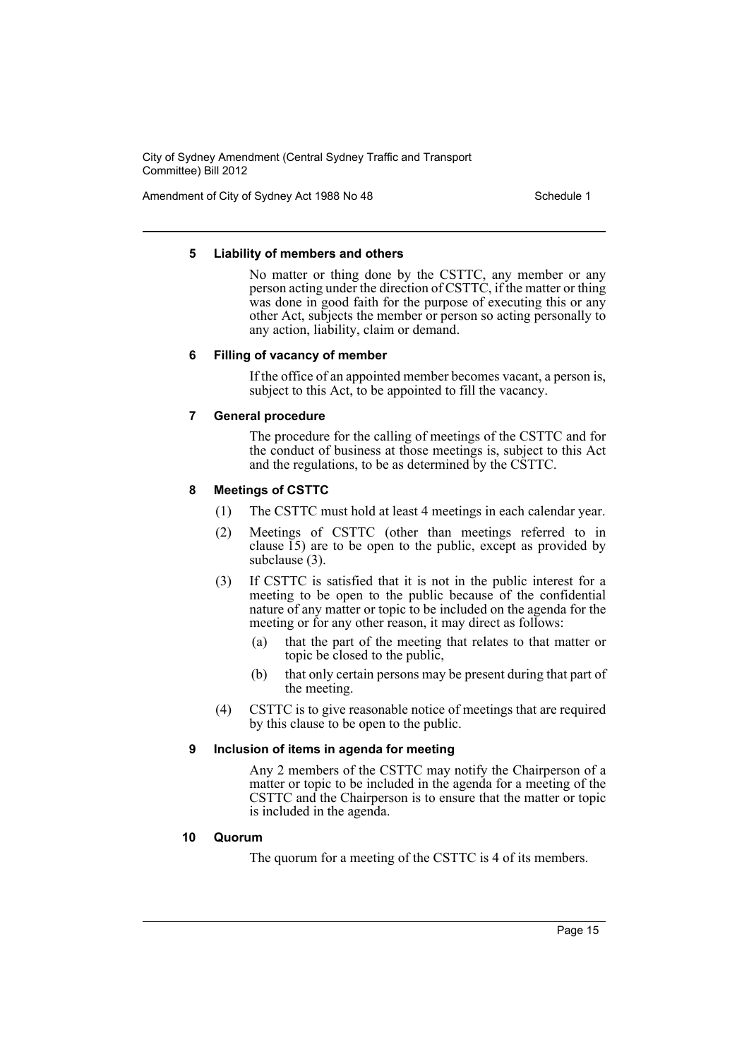#### 5 Liability of members and others

No matter or thing done by the CSTTC, any member or any person acting under the direction of CSTTC, if the matter or thing was done in good faith for the purpose of executing this or any other Act, subjects the member or person so acting personally to any action, liability, claim or demand.

#### 6 Filling of vacancy of member

If the office of an appointed member becomes vacant, a person is, subject to this Act, to be appointed to fill the vacancy.

#### 7 General procedure

The procedure for the calling of meetings of the CSTTC and for the conduct of business at those meetings is, subject to this Act and the regulations, to be as determined by the CSTTC.

#### 8 Meetings of CSTTC

(1) The CSTTC must hold at least 4 meetings in each calendar year.

(2) Meetings of CSTTC (other than meetings referred to in clause 15) are to be open to the public, except as provided by subclause (3).

(3) If CSTTC is satisfied that it is not in the public interest for a meeting to be open to the public because of the confidential nature of any matter or topic to be included on the agenda for the meeting or for any other reason, it may direct as follows:

- (a) that the part of the meeting that relates to that matter or topic be closed to the public,
- (b) that only certain persons may be present during that part of the meeting.

(4) CSTTC is to give reasonable notice of meetings that are required by this clause to be open to the public.

#### 9 Inclusion of items in agenda for meeting

Any 2 members of the CSTTC may notify the Chairperson of a matter or topic to be included in the agenda for a meeting of the CSTTC and the Chairperson is to ensure that the matter or topic is included in the agenda.

#### 10 Quorum

The quorum for a meeting of the CSTTC is 4 of its members.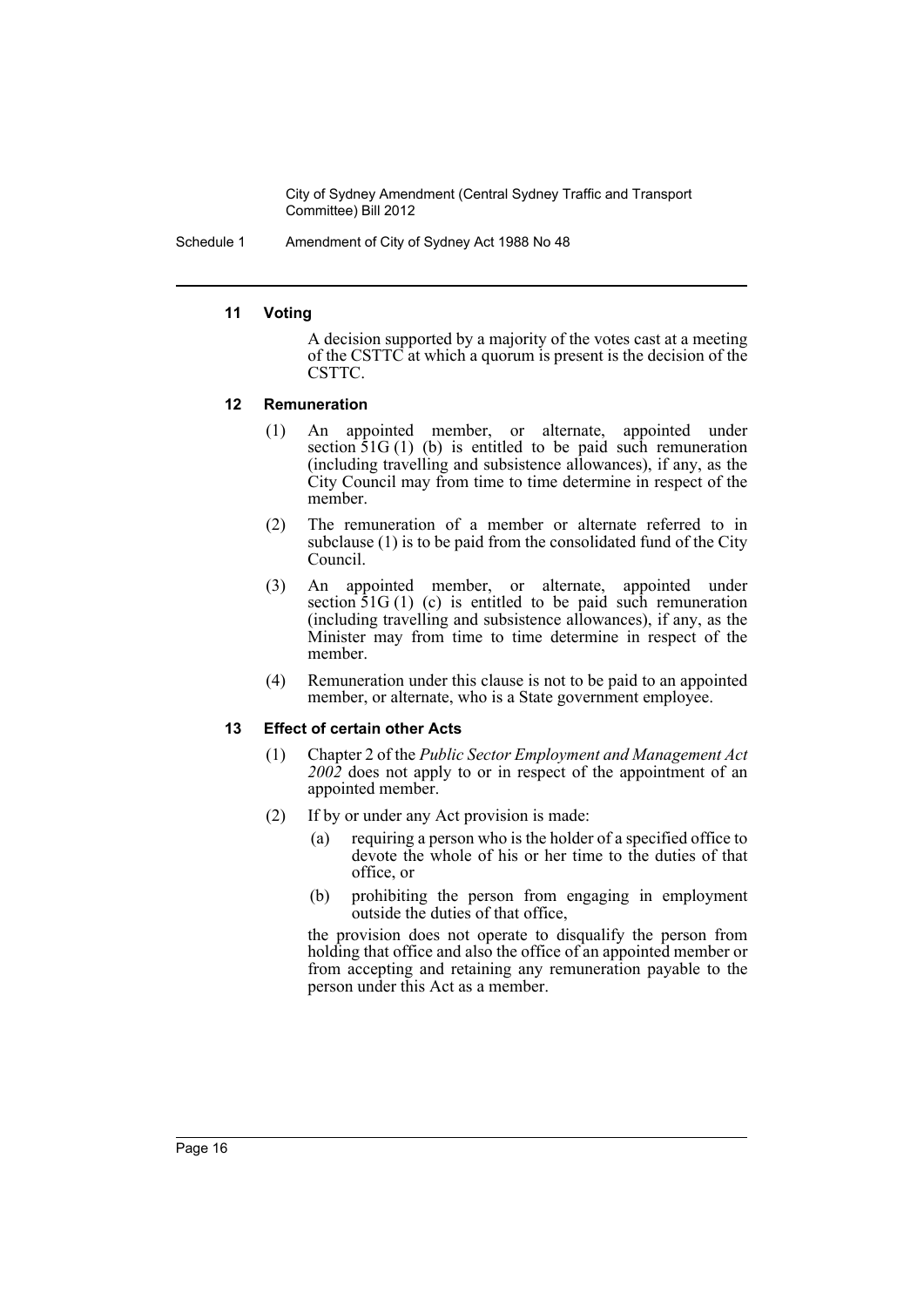#### 11 Voting

A decision supported by a majority of the votes cast at a meeting of the CSTTC at which a quorum is present is the decision of the CSTTC.

#### 12 Remuneration

(1) An appointed member, or alternate, appointed under section 51G (1) (b) is entitled to be paid such remuneration (including travelling and subsistence allowances), if any, as the City Council may from time to time determine in respect of the member.

(2) The remuneration of a member or alternate referred to in subclause (1) is to be paid from the consolidated fund of the City Council.

(3) An appointed member, or alternate, appointed under section 51G (1) (c) is entitled to be paid such remuneration (including travelling and subsistence allowances), if any, as the Minister may from time to time determine in respect of the member.

(4) Remuneration under this clause is not to be paid to an appointed member, or alternate, who is a State government employee.

#### 13 Effect of certain other Acts

(1) Chapter 2 of the *Public Sector Employment and Management Act 2002* does not apply to or in respect of the appointment of an appointed member.

(2) If by or under any Act provision is made:

- (a) requiring a person who is the holder of a specified office to devote the whole of his or her time to the duties of that office, or
- (b) prohibiting the person from engaging in employment outside the duties of that office,

the provision does not operate to disqualify the person from holding that office and also the office of an appointed member or from accepting and retaining any remuneration payable to the person under this Act as a member.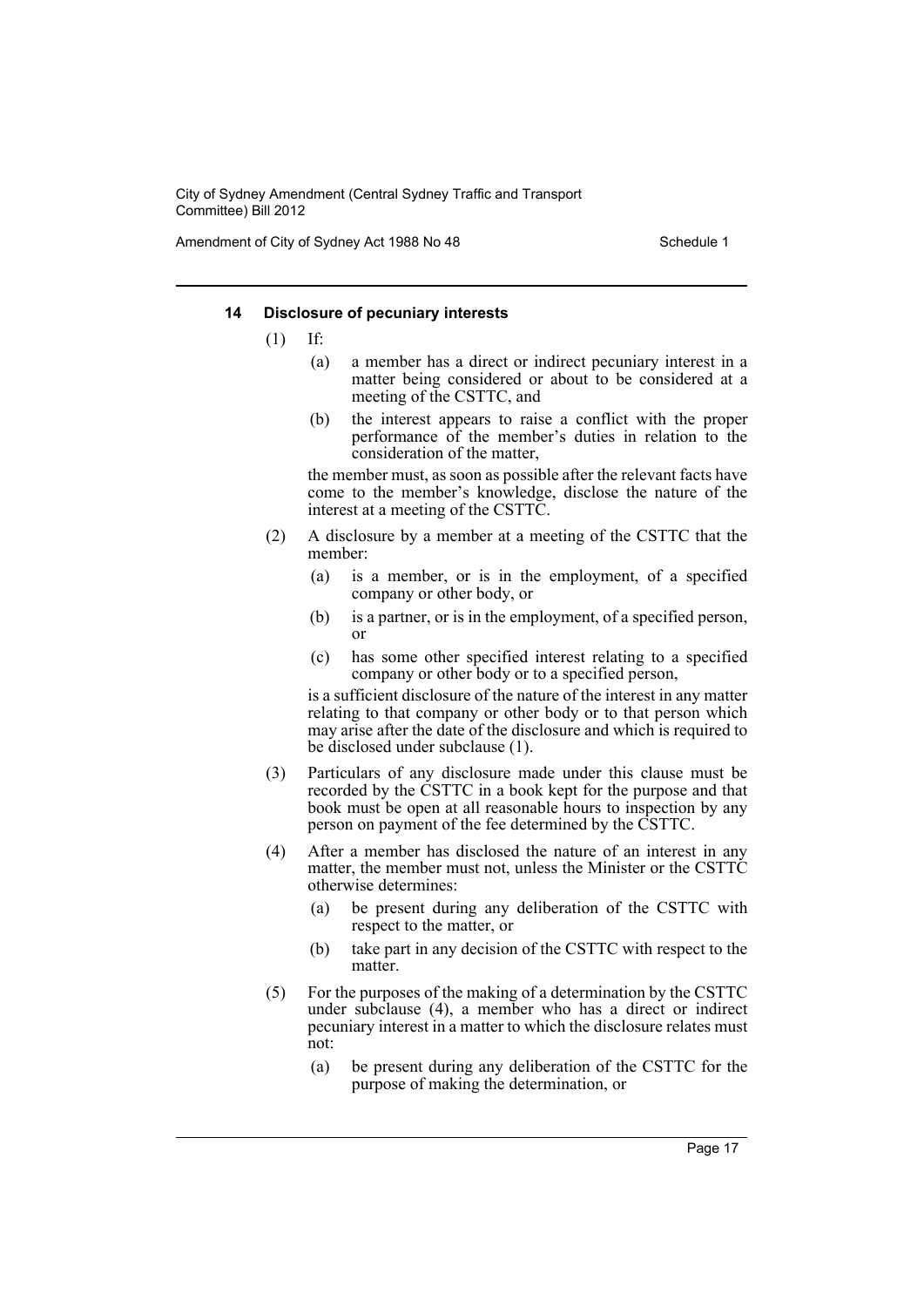#### 14 Disclosure of pecuniary interests

(1) If:

  (a) a member has a direct or indirect pecuniary interest in a matter being considered or about to be considered at a meeting of the CSTTC, and

  (b) the interest appears to raise a conflict with the proper performance of the member's duties in relation to the consideration of the matter,

  the member must, as soon as possible after the relevant facts have come to the member's knowledge, disclose the nature of the interest at a meeting of the CSTTC.

(2) A disclosure by a member at a meeting of the CSTTC that the member:

  (a) is a member, or is in the employment, of a specified company or other body, or

  (b) is a partner, or is in the employment, of a specified person, or

  (c) has some other specified interest relating to a specified company or other body or to a specified person,

  is a sufficient disclosure of the nature of the interest in any matter relating to that company or other body or to that person which may arise after the date of the disclosure and which is required to be disclosed under subclause (1).

(3) Particulars of any disclosure made under this clause must be recorded by the CSTTC in a book kept for the purpose and that book must be open at all reasonable hours to inspection by any person on payment of the fee determined by the CSTTC.

(4) After a member has disclosed the nature of an interest in any matter, the member must not, unless the Minister or the CSTTC otherwise determines:

  (a) be present during any deliberation of the CSTTC with respect to the matter, or

  (b) take part in any decision of the CSTTC with respect to the matter.

(5) For the purposes of the making of a determination by the CSTTC under subclause (4), a member who has a direct or indirect pecuniary interest in a matter to which the disclosure relates must not:

  (a) be present during any deliberation of the CSTTC for the purpose of making the determination, or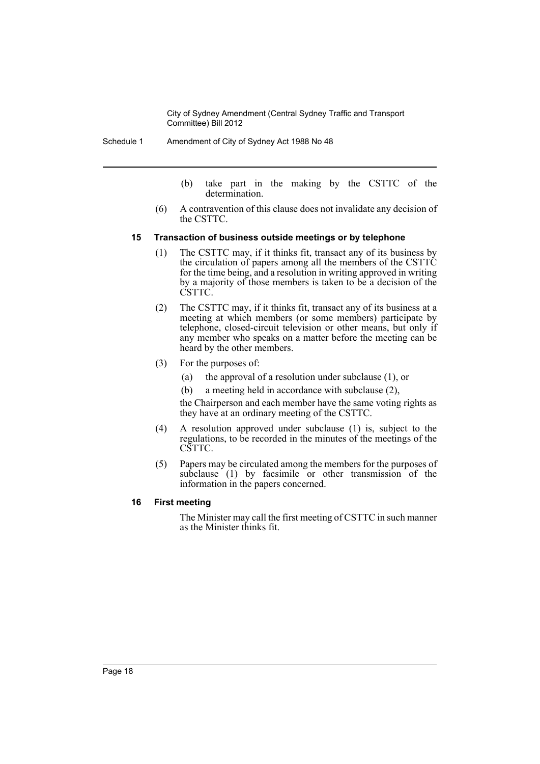(b) take part in the making by the CSTTC of the determination.

(6) A contravention of this clause does not invalidate any decision of the CSTTC.

#### 15 Transaction of business outside meetings or by telephone

(1) The CSTTC may, if it thinks fit, transact any of its business by the circulation of papers among all the members of the CSTTC for the time being, and a resolution in writing approved in writing by a majority of those members is taken to be a decision of the CSTTC.

(2) The CSTTC may, if it thinks fit, transact any of its business at a meeting at which members (or some members) participate by telephone, closed-circuit television or other means, but only if any member who speaks on a matter before the meeting can be heard by the other members.

(3) For the purposes of:

(a) the approval of a resolution under subclause (1), or

(b) a meeting held in accordance with subclause (2),

the Chairperson and each member have the same voting rights as they have at an ordinary meeting of the CSTTC.

(4) A resolution approved under subclause (1) is, subject to the regulations, to be recorded in the minutes of the meetings of the CSTTC.

(5) Papers may be circulated among the members for the purposes of subclause (1) by facsimile or other transmission of the information in the papers concerned.

#### 16 First meeting

The Minister may call the first meeting of CSTTC in such manner as the Minister thinks fit.